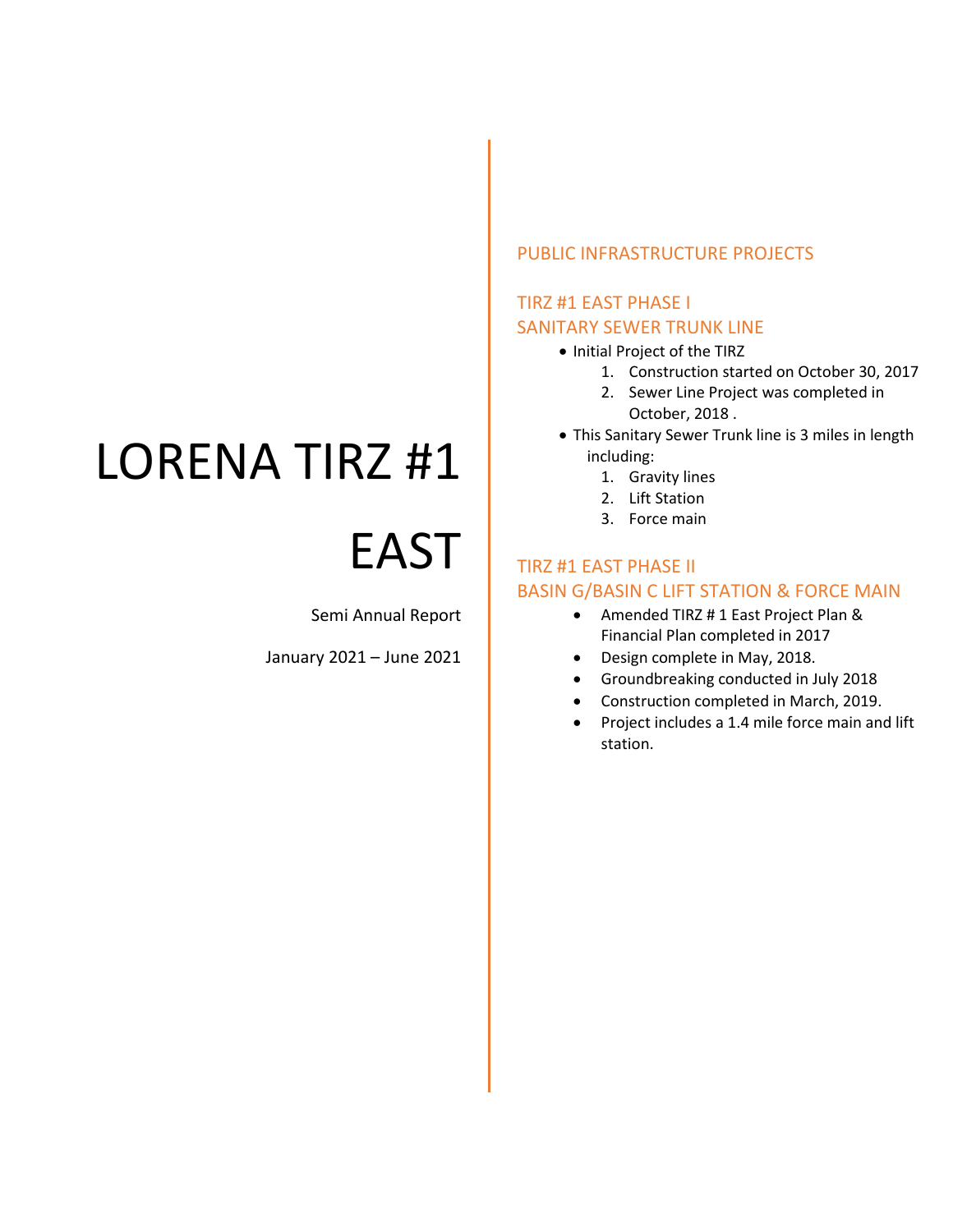# LORENA TIRZ #1 EAST

Semi Annual Report

January 2021 – June 2021

## PUBLIC INFRASTRUCTURE PROJECTS

### TIRZ #1 EAST PHASE I
### SANITARY SEWER TRUNK LINE

- Initial Project of the TIRZ
  1. Construction started on October 30, 2017
  2. Sewer Line Project was completed in October, 2018 .
- This Sanitary Sewer Trunk line is 3 miles in length including:
  1. Gravity lines
  2. Lift Station
  3. Force main

### TIRZ #1 EAST PHASE II
### BASIN G/BASIN C LIFT STATION & FORCE MAIN

- Amended TIRZ # 1 East Project Plan & Financial Plan completed in 2017
- Design complete in May, 2018.
- Groundbreaking conducted in July 2018
- Construction completed in March, 2019.
- Project includes a 1.4 mile force main and lift station.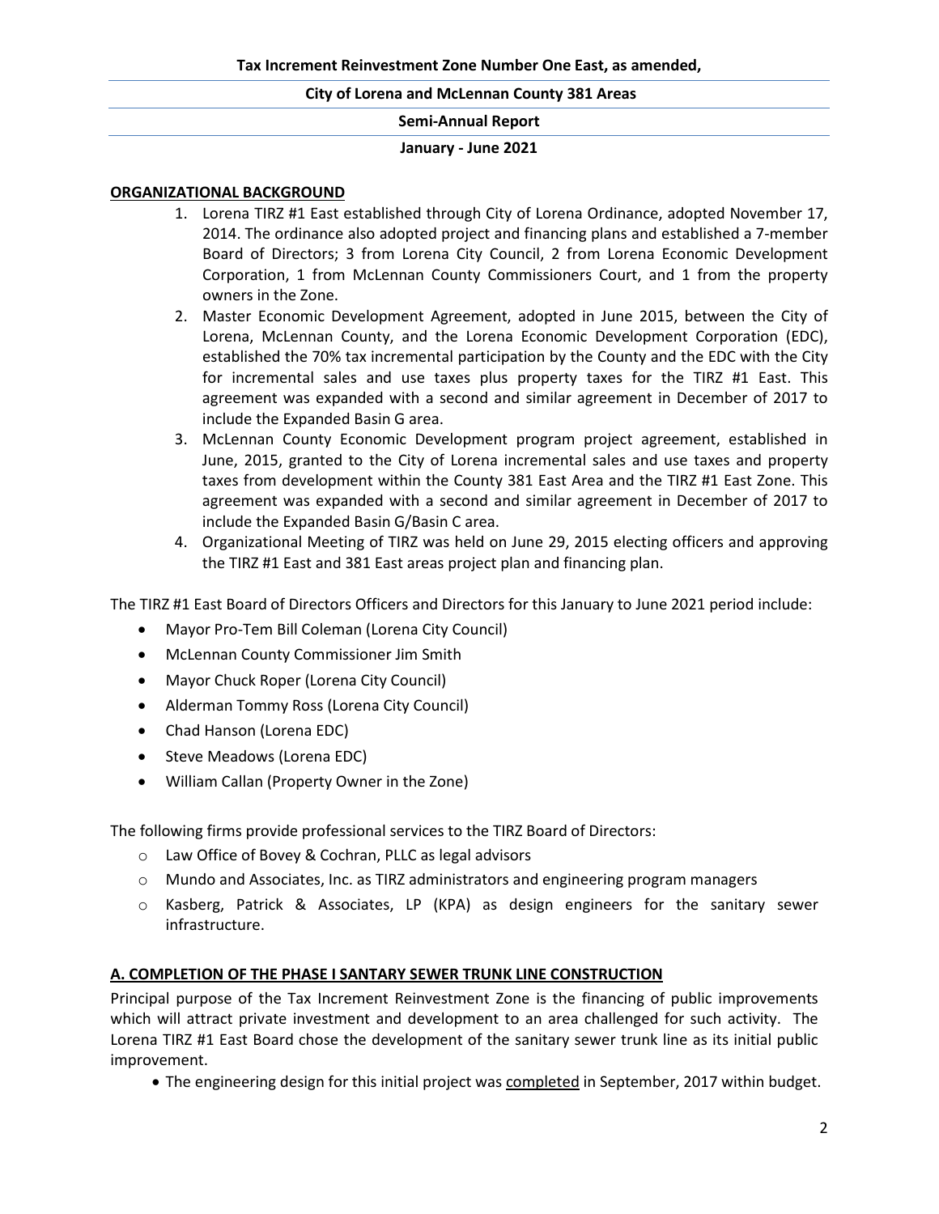**Tax Increment Reinvestment Zone Number One East, as amended,**

**City of Lorena and McLennan County 381 Areas**

**Semi-Annual Report**

**January - June 2021**

## ORGANIZATIONAL BACKGROUND

1. Lorena TIRZ #1 East established through City of Lorena Ordinance, adopted November 17, 2014. The ordinance also adopted project and financing plans and established a 7-member Board of Directors; 3 from Lorena City Council, 2 from Lorena Economic Development Corporation, 1 from McLennan County Commissioners Court, and 1 from the property owners in the Zone.
2. Master Economic Development Agreement, adopted in June 2015, between the City of Lorena, McLennan County, and the Lorena Economic Development Corporation (EDC), established the 70% tax incremental participation by the County and the EDC with the City for incremental sales and use taxes plus property taxes for the TIRZ #1 East. This agreement was expanded with a second and similar agreement in December of 2017 to include the Expanded Basin G area.
3. McLennan County Economic Development program project agreement, established in June, 2015, granted to the City of Lorena incremental sales and use taxes and property taxes from development within the County 381 East Area and the TIRZ #1 East Zone. This agreement was expanded with a second and similar agreement in December of 2017 to include the Expanded Basin G/Basin C area.
4. Organizational Meeting of TIRZ was held on June 29, 2015 electing officers and approving the TIRZ #1 East and 381 East areas project plan and financing plan.

The TIRZ #1 East Board of Directors Officers and Directors for this January to June 2021 period include:

- Mayor Pro-Tem Bill Coleman (Lorena City Council)
- McLennan County Commissioner Jim Smith
- Mayor Chuck Roper (Lorena City Council)
- Alderman Tommy Ross (Lorena City Council)
- Chad Hanson (Lorena EDC)
- Steve Meadows (Lorena EDC)
- William Callan (Property Owner in the Zone)

The following firms provide professional services to the TIRZ Board of Directors:

- Law Office of Bovey & Cochran, PLLC as legal advisors
- Mundo and Associates, Inc. as TIRZ administrators and engineering program managers
- Kasberg, Patrick & Associates, LP (KPA) as design engineers for the sanitary sewer infrastructure.

## A. COMPLETION OF THE PHASE I SANTARY SEWER TRUNK LINE CONSTRUCTION

Principal purpose of the Tax Increment Reinvestment Zone is the financing of public improvements which will attract private investment and development to an area challenged for such activity. The Lorena TIRZ #1 East Board chose the development of the sanitary sewer trunk line as its initial public improvement.

- The engineering design for this initial project was completed in September, 2017 within budget.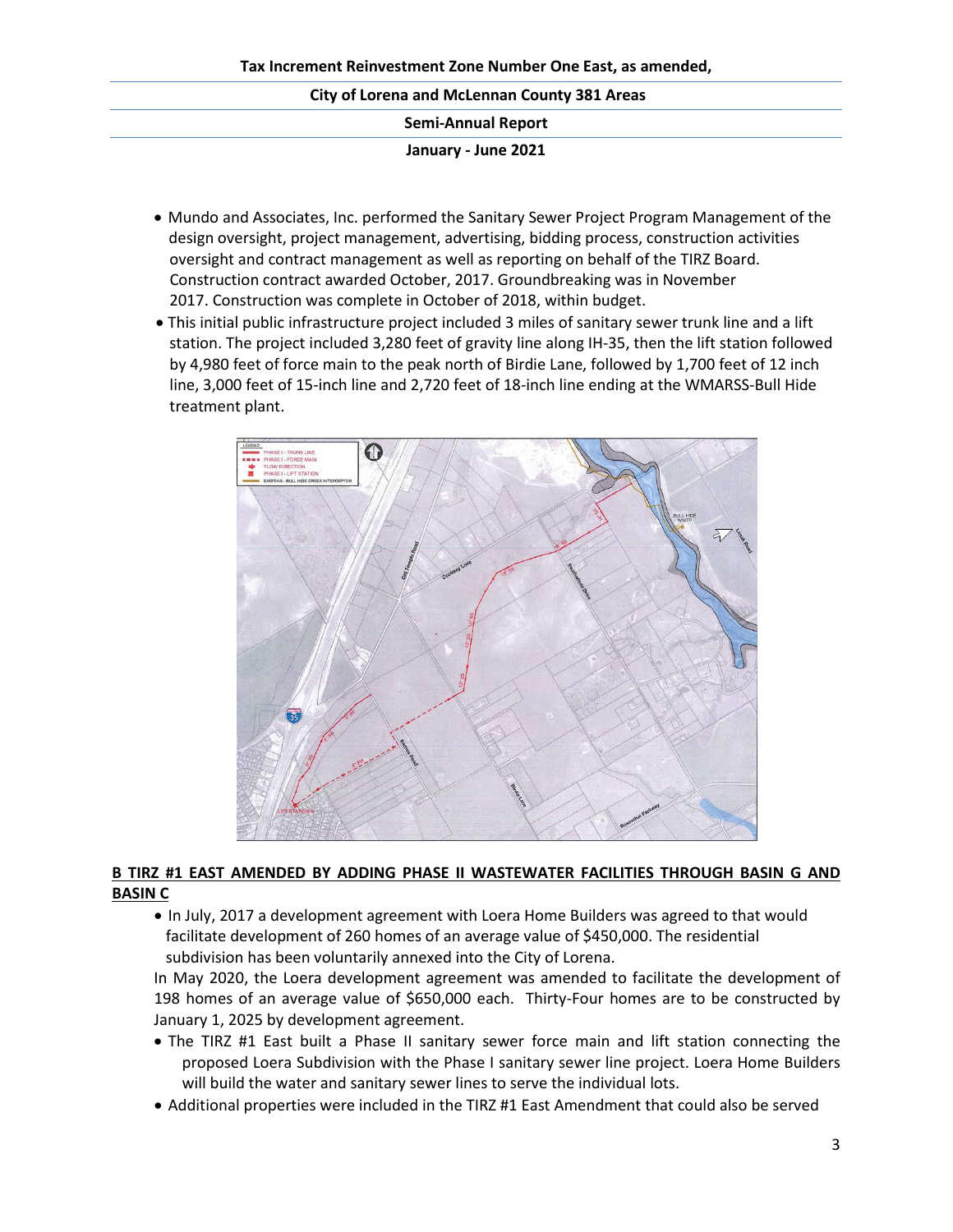- Mundo and Associates, Inc. performed the Sanitary Sewer Project Program Management of the design oversight, project management, advertising, bidding process, construction activities oversight and contract management as well as reporting on behalf of the TIRZ Board. Construction contract awarded October, 2017. Groundbreaking was in November 2017. Construction was complete in October of 2018, within budget.
- This initial public infrastructure project included 3 miles of sanitary sewer trunk line and a lift station. The project included 3,280 feet of gravity line along IH-35, then the lift station followed by 4,980 feet of force main to the peak north of Birdie Lane, followed by 1,700 feet of 12 inch line, 3,000 feet of 15-inch line and 2,720 feet of 18-inch line ending at the WMARSS-Bull Hide treatment plant.

**B TIRZ #1 EAST AMENDED BY ADDING PHASE II WASTEWATER FACILITIES THROUGH BASIN G AND BASIN C**

- In July, 2017 a development agreement with Loera Home Builders was agreed to that would facilitate development of 260 homes of an average value of $450,000. The residential subdivision has been voluntarily annexed into the City of Lorena.

In May 2020, the Loera development agreement was amended to facilitate the development of 198 homes of an average value of $650,000 each. Thirty-Four homes are to be constructed by January 1, 2025 by development agreement.

- The TIRZ #1 East built a Phase II sanitary sewer force main and lift station connecting the proposed Loera Subdivision with the Phase I sanitary sewer line project. Loera Home Builders will build the water and sanitary sewer lines to serve the individual lots.
- Additional properties were included in the TIRZ #1 East Amendment that could also be served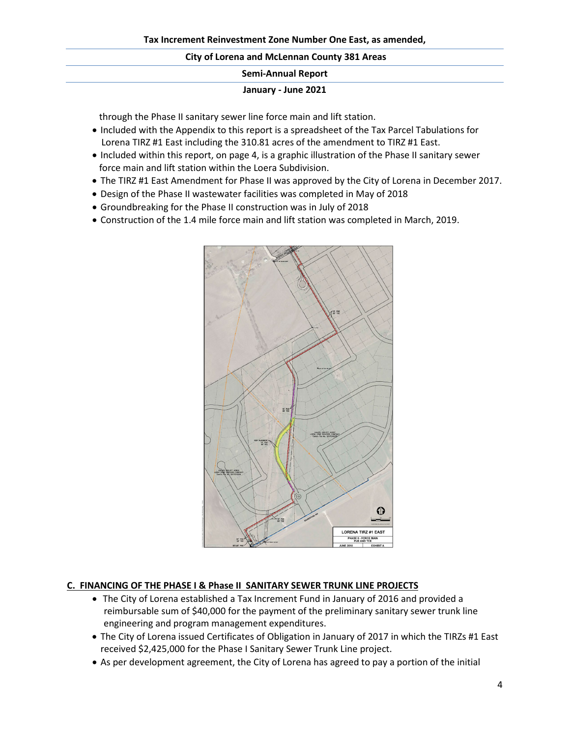through the Phase II sanitary sewer line force main and lift station.

- Included with the Appendix to this report is a spreadsheet of the Tax Parcel Tabulations for Lorena TIRZ #1 East including the 310.81 acres of the amendment to TIRZ #1 East.
- Included within this report, on page 4, is a graphic illustration of the Phase II sanitary sewer force main and lift station within the Loera Subdivision.
- The TIRZ #1 East Amendment for Phase II was approved by the City of Lorena in December 2017.
- Design of the Phase II wastewater facilities was completed in May of 2018
- Groundbreaking for the Phase II construction was in July of 2018
- Construction of the 1.4 mile force main and lift station was completed in March, 2019.

## C. FINANCING OF THE PHASE I & Phase II SANITARY SEWER TRUNK LINE PROJECTS

- The City of Lorena established a Tax Increment Fund in January of 2016 and provided a reimbursable sum of $40,000 for the payment of the preliminary sanitary sewer trunk line engineering and program management expenditures.
- The City of Lorena issued Certificates of Obligation in January of 2017 in which the TIRZs #1 East received $2,425,000 for the Phase I Sanitary Sewer Trunk Line project.
- As per development agreement, the City of Lorena has agreed to pay a portion of the initial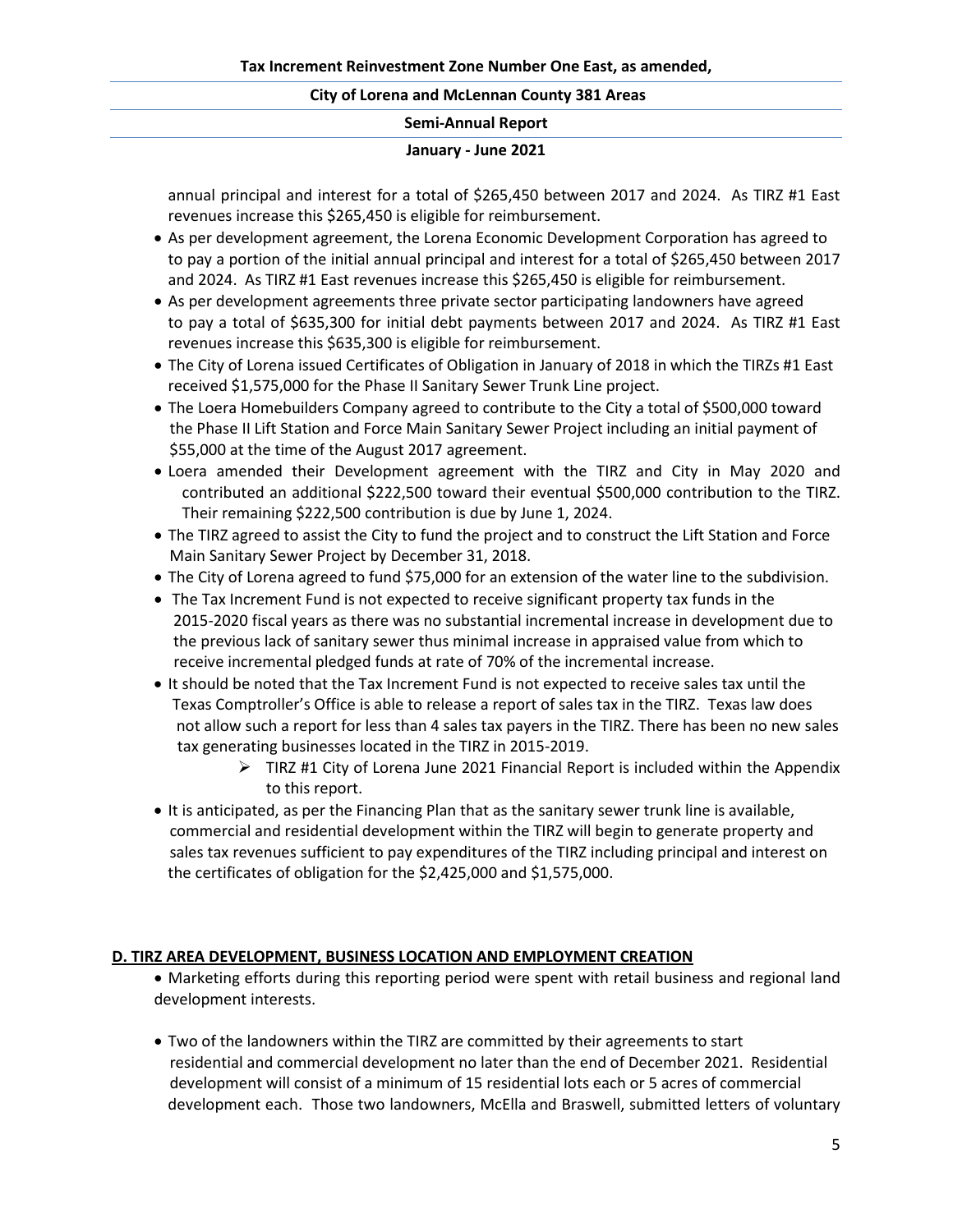annual principal and interest for a total of $265,450 between 2017 and 2024. As TIRZ #1 East revenues increase this $265,450 is eligible for reimbursement.

- As per development agreement, the Lorena Economic Development Corporation has agreed to to pay a portion of the initial annual principal and interest for a total of $265,450 between 2017 and 2024. As TIRZ #1 East revenues increase this $265,450 is eligible for reimbursement.
- As per development agreements three private sector participating landowners have agreed to pay a total of $635,300 for initial debt payments between 2017 and 2024. As TIRZ #1 East revenues increase this $635,300 is eligible for reimbursement.
- The City of Lorena issued Certificates of Obligation in January of 2018 in which the TIRZs #1 East received $1,575,000 for the Phase II Sanitary Sewer Trunk Line project.
- The Loera Homebuilders Company agreed to contribute to the City a total of $500,000 toward the Phase II Lift Station and Force Main Sanitary Sewer Project including an initial payment of $55,000 at the time of the August 2017 agreement.
- Loera amended their Development agreement with the TIRZ and City in May 2020 and contributed an additional $222,500 toward their eventual $500,000 contribution to the TIRZ. Their remaining $222,500 contribution is due by June 1, 2024.
- The TIRZ agreed to assist the City to fund the project and to construct the Lift Station and Force Main Sanitary Sewer Project by December 31, 2018.
- The City of Lorena agreed to fund $75,000 for an extension of the water line to the subdivision.
- The Tax Increment Fund is not expected to receive significant property tax funds in the 2015-2020 fiscal years as there was no substantial incremental increase in development due to the previous lack of sanitary sewer thus minimal increase in appraised value from which to receive incremental pledged funds at rate of 70% of the incremental increase.
- It should be noted that the Tax Increment Fund is not expected to receive sales tax until the Texas Comptroller's Office is able to release a report of sales tax in the TIRZ. Texas law does not allow such a report for less than 4 sales tax payers in the TIRZ. There has been no new sales tax generating businesses located in the TIRZ in 2015-2019.
  - TIRZ #1 City of Lorena June 2021 Financial Report is included within the Appendix to this report.
- It is anticipated, as per the Financing Plan that as the sanitary sewer trunk line is available, commercial and residential development within the TIRZ will begin to generate property and sales tax revenues sufficient to pay expenditures of the TIRZ including principal and interest on the certificates of obligation for the $2,425,000 and $1,575,000.

## D. TIRZ AREA DEVELOPMENT, BUSINESS LOCATION AND EMPLOYMENT CREATION

- Marketing efforts during this reporting period were spent with retail business and regional land development interests.

- Two of the landowners within the TIRZ are committed by their agreements to start residential and commercial development no later than the end of December 2021. Residential development will consist of a minimum of 15 residential lots each or 5 acres of commercial development each. Those two landowners, McElla and Braswell, submitted letters of voluntary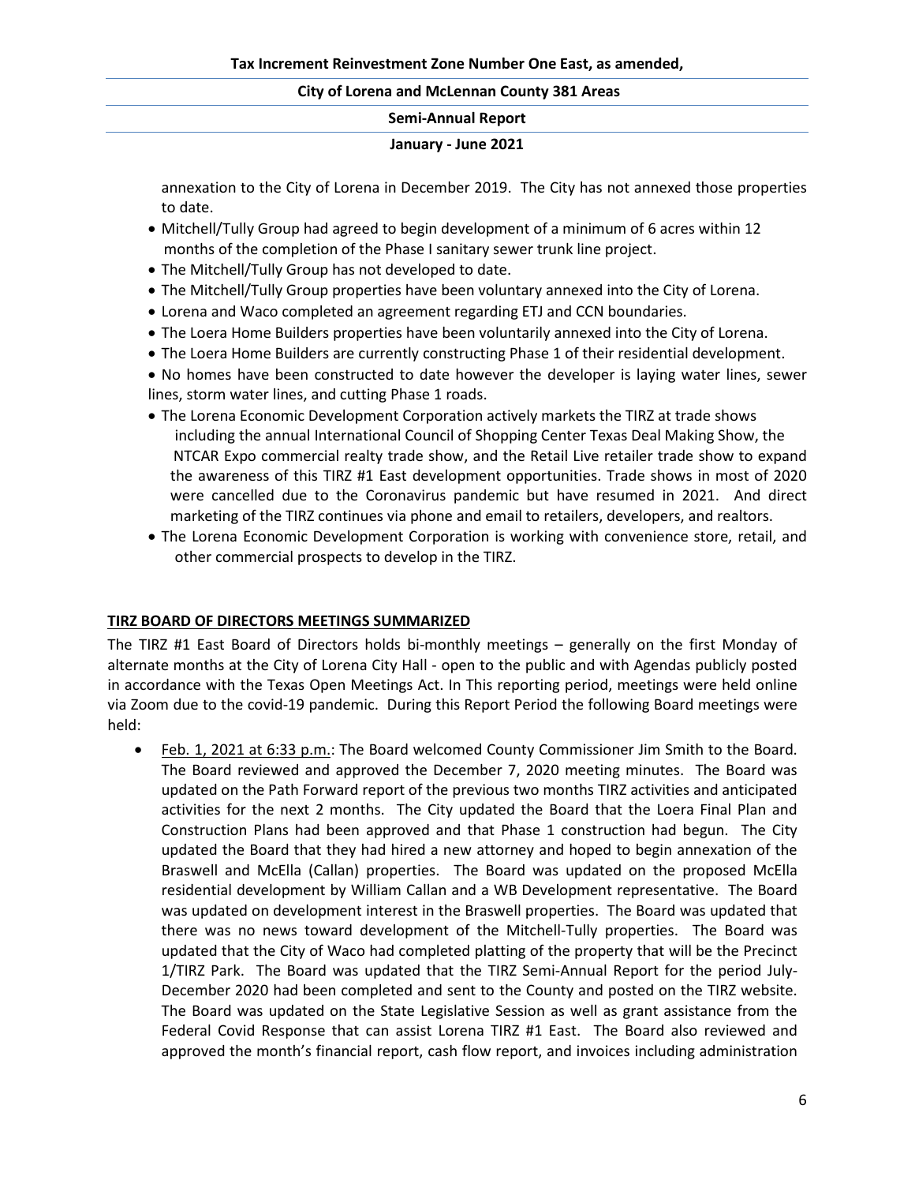annexation to the City of Lorena in December 2019. The City has not annexed those properties to date.

- Mitchell/Tully Group had agreed to begin development of a minimum of 6 acres within 12 months of the completion of the Phase I sanitary sewer trunk line project.
- The Mitchell/Tully Group has not developed to date.
- The Mitchell/Tully Group properties have been voluntary annexed into the City of Lorena.
- Lorena and Waco completed an agreement regarding ETJ and CCN boundaries.
- The Loera Home Builders properties have been voluntarily annexed into the City of Lorena.
- The Loera Home Builders are currently constructing Phase 1 of their residential development.
- No homes have been constructed to date however the developer is laying water lines, sewer lines, storm water lines, and cutting Phase 1 roads.
- The Lorena Economic Development Corporation actively markets the TIRZ at trade shows including the annual International Council of Shopping Center Texas Deal Making Show, the NTCAR Expo commercial realty trade show, and the Retail Live retailer trade show to expand the awareness of this TIRZ #1 East development opportunities. Trade shows in most of 2020 were cancelled due to the Coronavirus pandemic but have resumed in 2021. And direct marketing of the TIRZ continues via phone and email to retailers, developers, and realtors.
- The Lorena Economic Development Corporation is working with convenience store, retail, and other commercial prospects to develop in the TIRZ.

## TIRZ BOARD OF DIRECTORS MEETINGS SUMMARIZED

The TIRZ #1 East Board of Directors holds bi-monthly meetings – generally on the first Monday of alternate months at the City of Lorena City Hall - open to the public and with Agendas publicly posted in accordance with the Texas Open Meetings Act. In This reporting period, meetings were held online via Zoom due to the covid-19 pandemic. During this Report Period the following Board meetings were held:

- Feb. 1, 2021 at 6:33 p.m.: The Board welcomed County Commissioner Jim Smith to the Board. The Board reviewed and approved the December 7, 2020 meeting minutes. The Board was updated on the Path Forward report of the previous two months TIRZ activities and anticipated activities for the next 2 months. The City updated the Board that the Loera Final Plan and Construction Plans had been approved and that Phase 1 construction had begun. The City updated the Board that they had hired a new attorney and hoped to begin annexation of the Braswell and McElla (Callan) properties. The Board was updated on the proposed McElla residential development by William Callan and a WB Development representative. The Board was updated on development interest in the Braswell properties. The Board was updated that there was no news toward development of the Mitchell-Tully properties. The Board was updated that the City of Waco had completed platting of the property that will be the Precinct 1/TIRZ Park. The Board was updated that the TIRZ Semi-Annual Report for the period July-December 2020 had been completed and sent to the County and posted on the TIRZ website. The Board was updated on the State Legislative Session as well as grant assistance from the Federal Covid Response that can assist Lorena TIRZ #1 East. The Board also reviewed and approved the month's financial report, cash flow report, and invoices including administration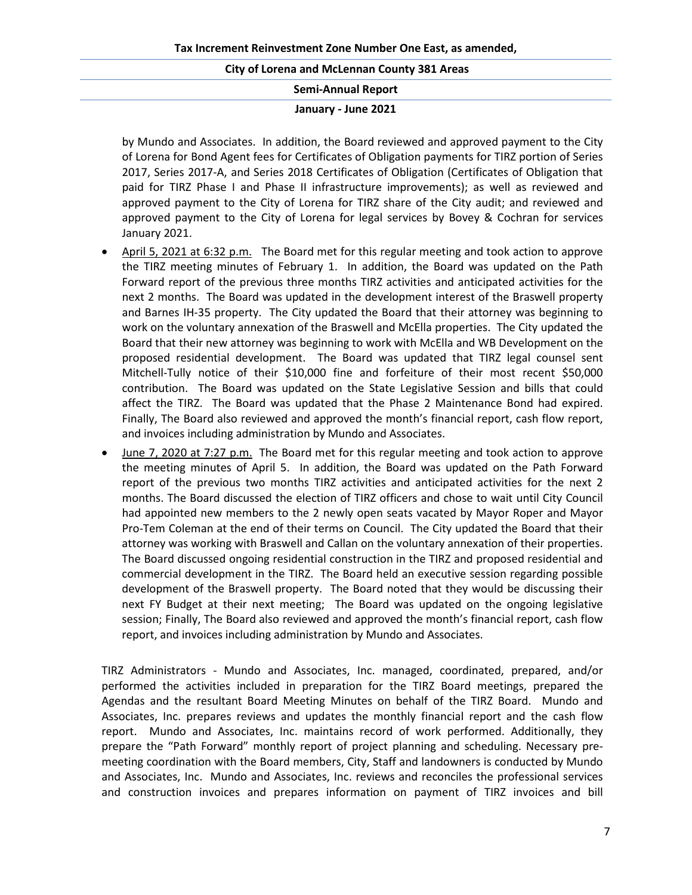by Mundo and Associates. In addition, the Board reviewed and approved payment to the City of Lorena for Bond Agent fees for Certificates of Obligation payments for TIRZ portion of Series 2017, Series 2017-A, and Series 2018 Certificates of Obligation (Certificates of Obligation that paid for TIRZ Phase I and Phase II infrastructure improvements); as well as reviewed and approved payment to the City of Lorena for TIRZ share of the City audit; and reviewed and approved payment to the City of Lorena for legal services by Bovey & Cochran for services January 2021.

- <u>April 5, 2021 at 6:32 p.m.</u> The Board met for this regular meeting and took action to approve the TIRZ meeting minutes of February 1. In addition, the Board was updated on the Path Forward report of the previous three months TIRZ activities and anticipated activities for the next 2 months. The Board was updated in the development interest of the Braswell property and Barnes IH-35 property. The City updated the Board that their attorney was beginning to work on the voluntary annexation of the Braswell and McElla properties. The City updated the Board that their new attorney was beginning to work with McElla and WB Development on the proposed residential development. The Board was updated that TIRZ legal counsel sent Mitchell-Tully notice of their $10,000 fine and forfeiture of their most recent $50,000 contribution. The Board was updated on the State Legislative Session and bills that could affect the TIRZ. The Board was updated that the Phase 2 Maintenance Bond had expired. Finally, The Board also reviewed and approved the month's financial report, cash flow report, and invoices including administration by Mundo and Associates.
- <u>June 7, 2020 at 7:27 p.m.</u> The Board met for this regular meeting and took action to approve the meeting minutes of April 5. In addition, the Board was updated on the Path Forward report of the previous two months TIRZ activities and anticipated activities for the next 2 months. The Board discussed the election of TIRZ officers and chose to wait until City Council had appointed new members to the 2 newly open seats vacated by Mayor Roper and Mayor Pro-Tem Coleman at the end of their terms on Council. The City updated the Board that their attorney was working with Braswell and Callan on the voluntary annexation of their properties. The Board discussed ongoing residential construction in the TIRZ and proposed residential and commercial development in the TIRZ. The Board held an executive session regarding possible development of the Braswell property. The Board noted that they would be discussing their next FY Budget at their next meeting; The Board was updated on the ongoing legislative session; Finally, The Board also reviewed and approved the month's financial report, cash flow report, and invoices including administration by Mundo and Associates.

TIRZ Administrators - Mundo and Associates, Inc. managed, coordinated, prepared, and/or performed the activities included in preparation for the TIRZ Board meetings, prepared the Agendas and the resultant Board Meeting Minutes on behalf of the TIRZ Board. Mundo and Associates, Inc. prepares reviews and updates the monthly financial report and the cash flow report. Mundo and Associates, Inc. maintains record of work performed. Additionally, they prepare the "Path Forward" monthly report of project planning and scheduling. Necessary pre-meeting coordination with the Board members, City, Staff and landowners is conducted by Mundo and Associates, Inc. Mundo and Associates, Inc. reviews and reconciles the professional services and construction invoices and prepares information on payment of TIRZ invoices and bill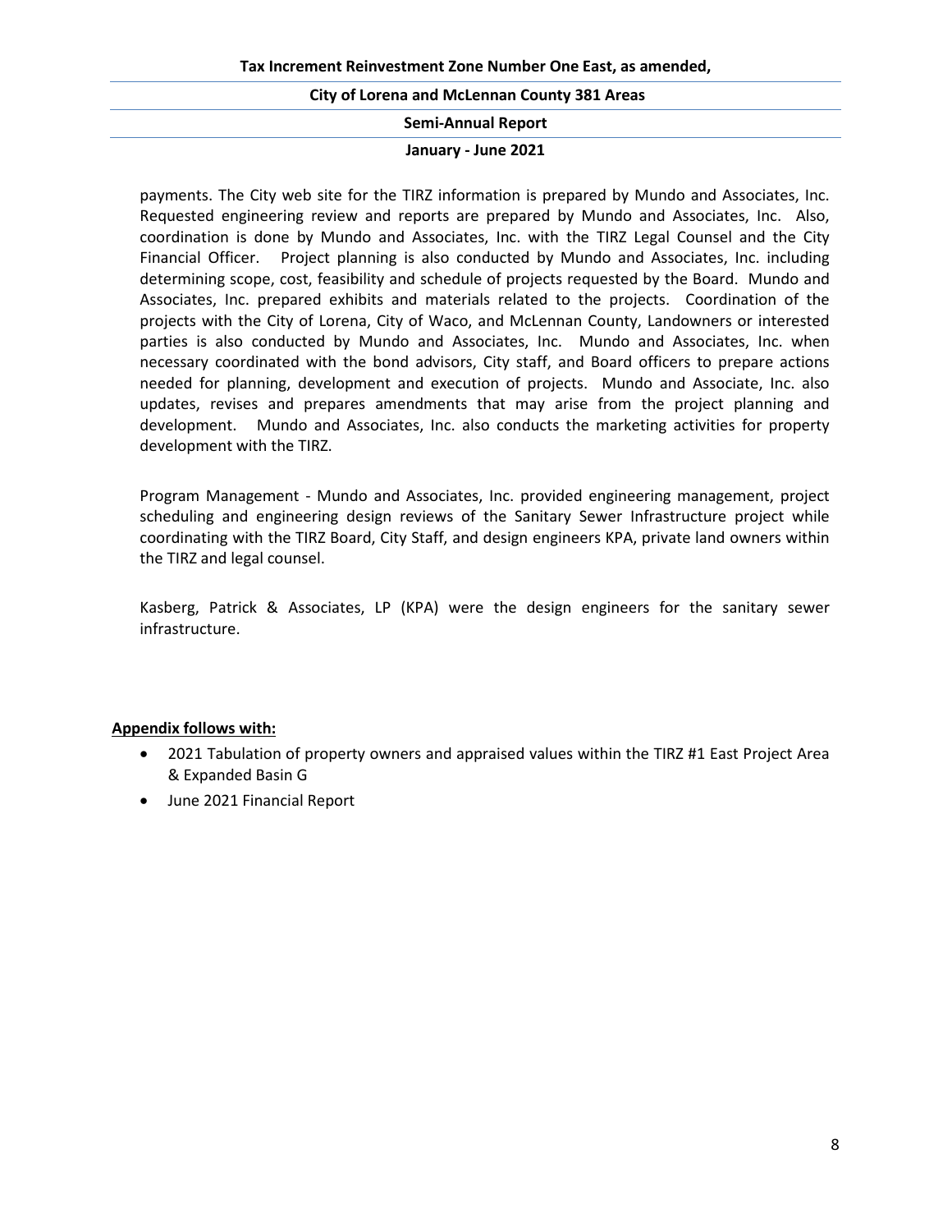payments. The City web site for the TIRZ information is prepared by Mundo and Associates, Inc. Requested engineering review and reports are prepared by Mundo and Associates, Inc. Also, coordination is done by Mundo and Associates, Inc. with the TIRZ Legal Counsel and the City Financial Officer. Project planning is also conducted by Mundo and Associates, Inc. including determining scope, cost, feasibility and schedule of projects requested by the Board. Mundo and Associates, Inc. prepared exhibits and materials related to the projects. Coordination of the projects with the City of Lorena, City of Waco, and McLennan County, Landowners or interested parties is also conducted by Mundo and Associates, Inc. Mundo and Associates, Inc. when necessary coordinated with the bond advisors, City staff, and Board officers to prepare actions needed for planning, development and execution of projects. Mundo and Associate, Inc. also updates, revises and prepares amendments that may arise from the project planning and development. Mundo and Associates, Inc. also conducts the marketing activities for property development with the TIRZ.

Program Management - Mundo and Associates, Inc. provided engineering management, project scheduling and engineering design reviews of the Sanitary Sewer Infrastructure project while coordinating with the TIRZ Board, City Staff, and design engineers KPA, private land owners within the TIRZ and legal counsel.

Kasberg, Patrick & Associates, LP (KPA) were the design engineers for the sanitary sewer infrastructure.

**Appendix follows with:**

- 2021 Tabulation of property owners and appraised values within the TIRZ #1 East Project Area & Expanded Basin G
- June 2021 Financial Report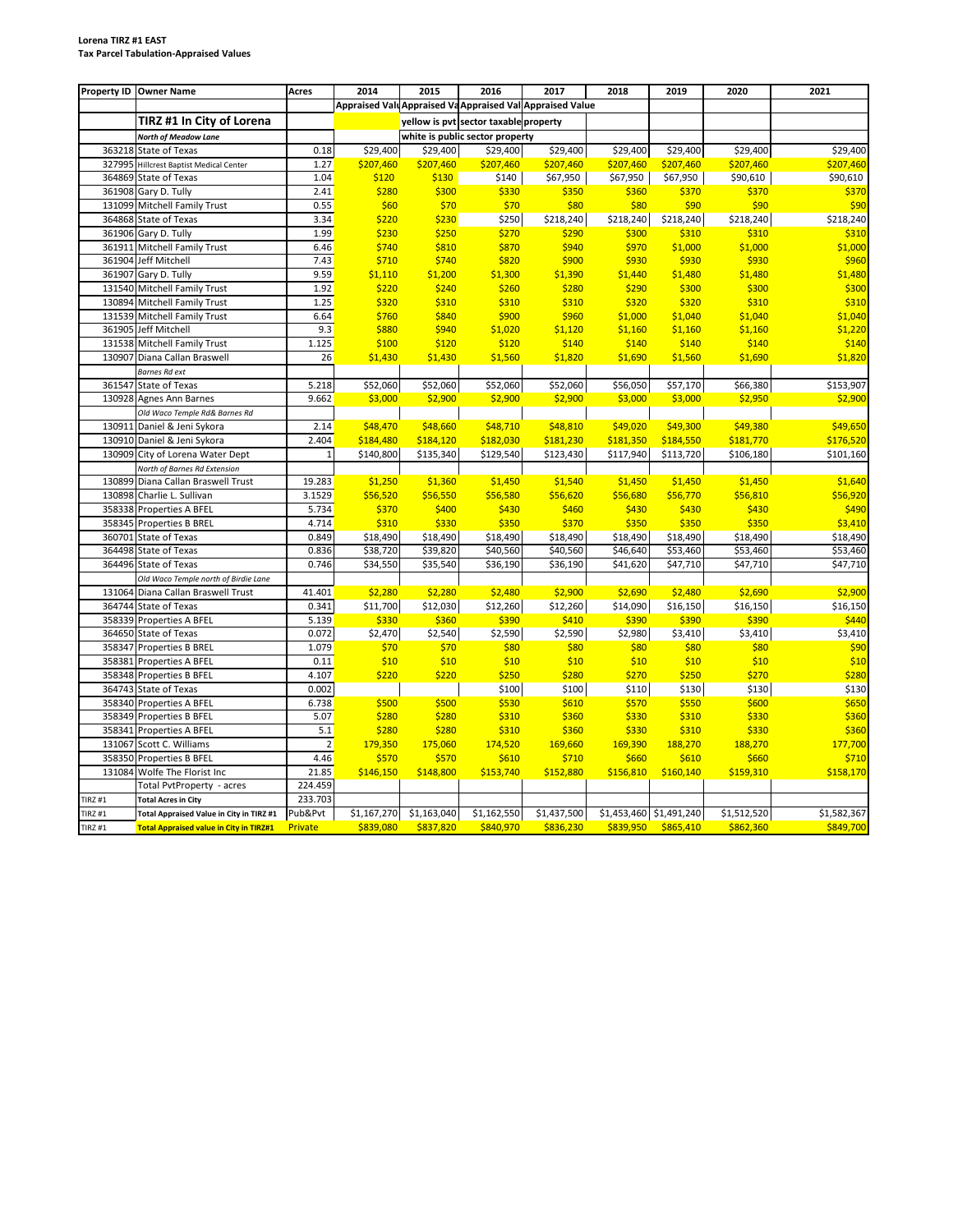**Lorena TIRZ #1 EAST**
**Tax Parcel Tabulation-Appraised Values**

| Property ID | Owner Name | Acres | 2014 | 2015 | 2016 | 2017 | 2018 | 2019 | 2020 | 2021 |
|---|---|---|---|---|---|---|---|---|---|---|
| | | | Appraised Valu | Appraised Va | Appraised Val | Appraised Value | | | | |
| | **TIRZ #1 In City of Lorena** | | | yellow is pvt sector taxable property | | | | | | |
| | ***North of Meadow Lane*** | | | white is public sector property | | | | | | |
| 363218 | State of Texas | 0.18 | $29,400 | $29,400 | $29,400 | $29,400 | $29,400 | $29,400 | $29,400 | $29,400 |
| 327995 | Hillcrest Baptist Medical Center | 1.27 | $207,460 | $207,460 | $207,460 | $207,460 | $207,460 | $207,460 | $207,460 | $207,460 |
| 364869 | State of Texas | 1.04 | $120 | $130 | $140 | $67,950 | $67,950 | $67,950 | $90,610 | $90,610 |
| 361908 | Gary D. Tully | 2.41 | $280 | $300 | $330 | $350 | $360 | $370 | $370 | $370 |
| 131099 | Mitchell Family Trust | 0.55 | $60 | $70 | $70 | $80 | $80 | $90 | $90 | $90 |
| 364868 | State of Texas | 3.34 | $220 | $230 | $250 | $218,240 | $218,240 | $218,240 | $218,240 | $218,240 |
| 361906 | Gary D. Tully | 1.99 | $230 | $250 | $270 | $290 | $300 | $310 | $310 | $310 |
| 361911 | Mitchell Family Trust | 6.46 | $740 | $810 | $870 | $940 | $970 | $1,000 | $1,000 | $1,000 |
| 361904 | Jeff Mitchell | 7.43 | $710 | $740 | $820 | $900 | $930 | $930 | $930 | $960 |
| 361907 | Gary D. Tully | 9.59 | $1,110 | $1,200 | $1,300 | $1,390 | $1,440 | $1,480 | $1,480 | $1,480 |
| 131540 | Mitchell Family Trust | 1.92 | $220 | $240 | $260 | $280 | $290 | $300 | $300 | $300 |
| 130894 | Mitchell Family Trust | 1.25 | $320 | $310 | $310 | $310 | $320 | $320 | $310 | $310 |
| 131539 | Mitchell Family Trust | 6.64 | $760 | $840 | $900 | $960 | $1,000 | $1,040 | $1,040 | $1,040 |
| 361905 | Jeff Mitchell | 9.3 | $880 | $940 | $1,020 | $1,120 | $1,160 | $1,160 | $1,160 | $1,220 |
| 131538 | Mitchell Family Trust | 1.125 | $100 | $120 | $120 | $140 | $140 | $140 | $140 | $140 |
| 130907 | Diana Callan Braswell | 26 | $1,430 | $1,430 | $1,560 | $1,820 | $1,690 | $1,560 | $1,690 | $1,820 |
| | *Barnes Rd ext* | | | | | | | | | |
| 361547 | State of Texas | 5.218 | $52,060 | $52,060 | $52,060 | $52,060 | $56,050 | $57,170 | $66,380 | $153,907 |
| 130928 | Agnes Ann Barnes | 9.662 | $3,000 | $2,900 | $2,900 | $2,900 | $3,000 | $3,000 | $2,950 | $2,900 |
| | *Old Waco Temple Rd& Barnes Rd* | | | | | | | | | |
| 130911 | Daniel & Jeni Sykora | 2.14 | $48,470 | $48,660 | $48,710 | $48,810 | $49,020 | $49,300 | $49,380 | $49,650 |
| 130910 | Daniel & Jeni Sykora | 2.404 | $184,480 | $184,120 | $182,030 | $181,230 | $181,350 | $184,550 | $181,770 | $176,520 |
| 130909 | City of Lorena Water Dept | 1 | $140,800 | $135,340 | $129,540 | $123,430 | $117,940 | $113,720 | $106,180 | $101,160 |
| | *North of Barnes Rd Extension* | | | | | | | | | |
| 130899 | Diana Callan Braswell Trust | 19.283 | $1,250 | $1,360 | $1,450 | $1,540 | $1,450 | $1,450 | $1,450 | $1,640 |
| 130898 | Charlie L. Sullivan | 3.1529 | $56,520 | $56,550 | $56,580 | $56,620 | $56,680 | $56,770 | $56,810 | $56,920 |
| 358338 | Properties A BFEL | 5.734 | $370 | $400 | $430 | $460 | $430 | $430 | $430 | $490 |
| 358345 | Properties B BREL | 4.714 | $310 | $330 | $350 | $370 | $350 | $350 | $350 | $3,410 |
| 360701 | State of Texas | 0.849 | $18,490 | $18,490 | $18,490 | $18,490 | $18,490 | $18,490 | $18,490 | $18,490 |
| 364498 | State of Texas | 0.836 | $38,720 | $39,820 | $40,560 | $40,560 | $46,640 | $53,460 | $53,460 | $53,460 |
| 364496 | State of Texas | 0.746 | $34,550 | $35,540 | $36,190 | $36,190 | $41,620 | $47,710 | $47,710 | $47,710 |
| | *Old Waco Temple north of Birdie Lane* | | | | | | | | | |
| 131064 | Diana Callan Braswell Trust | 41.401 | $2,280 | $2,280 | $2,480 | $2,900 | $2,690 | $2,480 | $2,690 | $2,900 |
| 364744 | State of Texas | 0.341 | $11,700 | $12,030 | $12,260 | $12,260 | $14,090 | $16,150 | $16,150 | $16,150 |
| 358339 | Properties A BFEL | 5.139 | $330 | $360 | $390 | $410 | $390 | $390 | $390 | $440 |
| 364650 | State of Texas | 0.072 | $2,470 | $2,540 | $2,590 | $2,590 | $2,980 | $3,410 | $3,410 | $3,410 |
| 358347 | Properties B BREL | 1.079 | $70 | $70 | $80 | $80 | $80 | $80 | $80 | $90 |
| 358381 | Properties A BFEL | 0.11 | $10 | $10 | $10 | $10 | $10 | $10 | $10 | $10 |
| 358348 | Properties B BFEL | 4.107 | $220 | $220 | $250 | $280 | $270 | $250 | $270 | $280 |
| 364743 | State of Texas | 0.002 | | | $100 | $100 | $110 | $130 | $130 | $130 |
| 358340 | Properties A BFEL | 6.738 | $500 | $500 | $530 | $610 | $570 | $550 | $600 | $650 |
| 358349 | Properties B BFEL | 5.07 | $280 | $280 | $310 | $360 | $330 | $310 | $330 | $360 |
| 358341 | Properties A BFEL | 5.1 | $280 | $280 | $310 | $360 | $330 | $310 | $330 | $360 |
| 131067 | Scott C. Williams | 2 | 179,350 | 175,060 | 174,520 | 169,660 | 169,390 | 188,270 | 188,270 | 177,700 |
| 358350 | Properties B BFEL | 4.46 | $570 | $570 | $610 | $710 | $660 | $610 | $660 | $710 |
| 131084 | Wolfe The Florist Inc | 21.85 | $146,150 | $148,800 | $153,740 | $152,880 | $156,810 | $160,140 | $159,310 | $158,170 |
| | Total PvtProperty - acres | 224.459 | | | | | | | | |
| TIRZ #1 | **Total Acres in City** | 233.703 | | | | | | | | |
| TIRZ #1 | **Total Appraised Value in City in TIRZ #1** | Pub&Pvt | $1,167,270 | $1,163,040 | $1,162,550 | $1,437,500 | $1,453,460 | $1,491,240 | $1,512,520 | $1,582,367 |
| TIRZ #1 | **Total Appraised value in City in TIRZ#1** | Private | $839,080 | $837,820 | $840,970 | $836,230 | $839,950 | $865,410 | $862,360 | $849,700 |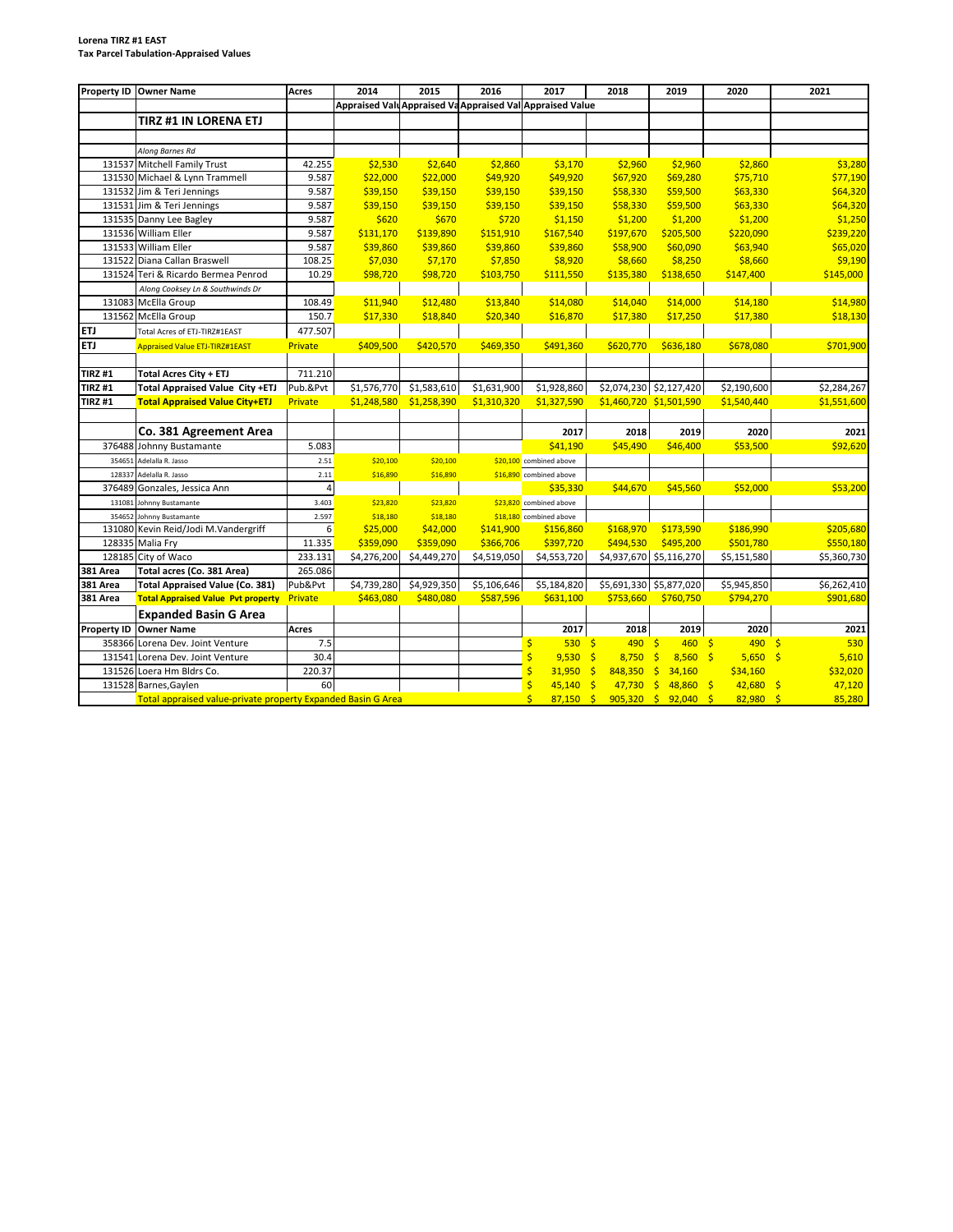**Lorena TIRZ #1 EAST**
**Tax Parcel Tabulation-Appraised Values**

| Property ID | Owner Name | Acres | 2014 | 2015 | 2016 | 2017 | 2018 | 2019 | 2020 | 2021 |
|---|---|---|---|---|---|---|---|---|---|---|
| | | | Appraised Valu | Appraised Va | Appraised Val | Appraised Value | | | | |
| | **TIRZ #1 IN LORENA ETJ** | | | | | | | | | |
| | | | | | | | | | | |
| | *Along Barnes Rd* | | | | | | | | | |
| 131537 | Mitchell Family Trust | 42.255 | $2,530 | $2,640 | $2,860 | $3,170 | $2,960 | $2,960 | $2,860 | $3,280 |
| 131530 | Michael & Lynn Trammell | 9.587 | $22,000 | $22,000 | $49,920 | $49,920 | $67,920 | $69,280 | $75,710 | $77,190 |
| 131532 | Jim & Teri Jennings | 9.587 | $39,150 | $39,150 | $39,150 | $39,150 | $58,330 | $59,500 | $63,330 | $64,320 |
| 131531 | Jim & Teri Jennings | 9.587 | $39,150 | $39,150 | $39,150 | $39,150 | $58,330 | $59,500 | $63,330 | $64,320 |
| 131535 | Danny Lee Bagley | 9.587 | $620 | $670 | $720 | $1,150 | $1,200 | $1,200 | $1,200 | $1,250 |
| 131536 | William Eller | 9.587 | $131,170 | $139,890 | $151,910 | $167,540 | $197,670 | $205,500 | $220,090 | $239,220 |
| 131533 | William Eller | 9.587 | $39,860 | $39,860 | $39,860 | $39,860 | $58,900 | $60,090 | $63,940 | $65,020 |
| 131522 | Diana Callan Braswell | 108.25 | $7,030 | $7,170 | $7,850 | $8,920 | $8,660 | $8,250 | $8,660 | $9,190 |
| 131524 | Teri & Ricardo Bermea Penrod | 10.29 | $98,720 | $98,720 | $103,750 | $111,550 | $135,380 | $138,650 | $147,400 | $145,000 |
| | *Along Cooksey Ln & Southwinds Dr* | | | | | | | | | |
| 131083 | McElla Group | 108.49 | $11,940 | $12,480 | $13,840 | $14,080 | $14,040 | $14,000 | $14,180 | $14,980 |
| 131562 | McElla Group | 150.7 | $17,330 | $18,840 | $20,340 | $16,870 | $17,380 | $17,250 | $17,380 | $18,130 |
| **ETJ** | Total Acres of ETJ-TIRZ#1EAST | 477.507 | | | | | | | | |
| **ETJ** | Appraised Value ETJ-TIRZ#1EAST | Private | $409,500 | $420,570 | $469,350 | $491,360 | $620,770 | $636,180 | $678,080 | $701,900 |
| | | | | | | | | | | |
| **TIRZ #1** | **Total Acres City + ETJ** | 711.210 | | | | | | | | |
| **TIRZ #1** | **Total Appraised Value City +ETJ** | Pub.&Pvt | $1,576,770 | $1,583,610 | $1,631,900 | $1,928,860 | $2,074,230 | $2,127,420 | $2,190,600 | $2,284,267 |
| **TIRZ #1** | **Total Appraised Value City+ETJ** | Private | $1,248,580 | $1,258,390 | $1,310,320 | $1,327,590 | $1,460,720 | $1,501,590 | $1,540,440 | $1,551,600 |
| | | | | | | | | | | |
| | **Co. 381 Agreement Area** | | | | | 2017 | 2018 | 2019 | 2020 | 2021 |
| 376488 | Johnny Bustamante | 5.083 | | | | $41,190 | $45,490 | $46,400 | $53,500 | $92,620 |
| 354651 | Adelalla R. Jasso | 2.51 | $20,100 | $20,100 | $20,100 | combined above | | | | |
| 128337 | Adelalla R. Jasso | 2.11 | $16,890 | $16,890 | $16,890 | combined above | | | | |
| 376489 | Gonzales, Jessica Ann | 4 | | | | $35,330 | $44,670 | $45,560 | $52,000 | $53,200 |
| 131081 | Johnny Bustamante | 3.403 | $23,820 | $23,820 | $23,820 | combined above | | | | |
| 354652 | Johnny Bustamante | 2.597 | $18,180 | $18,180 | $18,180 | combined above | | | | |
| 131080 | Kevin Reid/Jodi M.Vandergriff | 6 | $25,000 | $42,000 | $141,900 | $156,860 | $168,970 | $173,590 | $186,990 | $205,680 |
| 128335 | Malia Fry | 11.335 | $359,090 | $359,090 | $366,706 | $397,720 | $494,530 | $495,200 | $501,780 | $550,180 |
| 128185 | City of Waco | 233.131 | $4,276,200 | $4,449,270 | $4,519,050 | $4,553,720 | $4,937,670 | $5,116,270 | $5,151,580 | $5,360,730 |
| **381 Area** | **Total acres (Co. 381 Area)** | 265.086 | | | | | | | | |
| **381 Area** | **Total Appraised Value (Co. 381)** | Pub&Pvt | $4,739,280 | $4,929,350 | $5,106,646 | $5,184,820 | $5,691,330 | $5,877,020 | $5,945,850 | $6,262,410 |
| **381 Area** | **Total Appraised Value Pvt property** | Private | $463,080 | $480,080 | $587,596 | $631,100 | $753,660 | $760,750 | $794,270 | $901,680 |
| | **Expanded Basin G Area** | | | | | | | | | |
| **Property ID** | **Owner Name** | **Acres** | | | | **2017** | **2018** | **2019** | **2020** | **2021** |
| 358366 | Lorena Dev. Joint Venture | 7.5 | | | | $ 530 | $ 490 | $ 460 | $ 490 | $ 530 |
| 131541 | Lorena Dev. Joint Venture | 30.4 | | | | $ 9,530 | $ 8,750 | $ 8,560 | $ 5,650 | $ 5,610 |
| 131526 | Loera Hm Bldrs Co. | 220.37 | | | | $ 31,950 | $ 848,350 | $ 34,160 | $34,160 | $32,020 |
| 131528 | Barnes,Gaylen | 60 | | | | $ 45,140 | $ 47,730 | $ 48,860 | $ 42,680 | $ 47,120 |
| | Total appraised value-private property Expanded Basin G Area | | | | | $ 87,150 | $ 905,320 | $ 92,040 | $ 82,980 | $ 85,280 |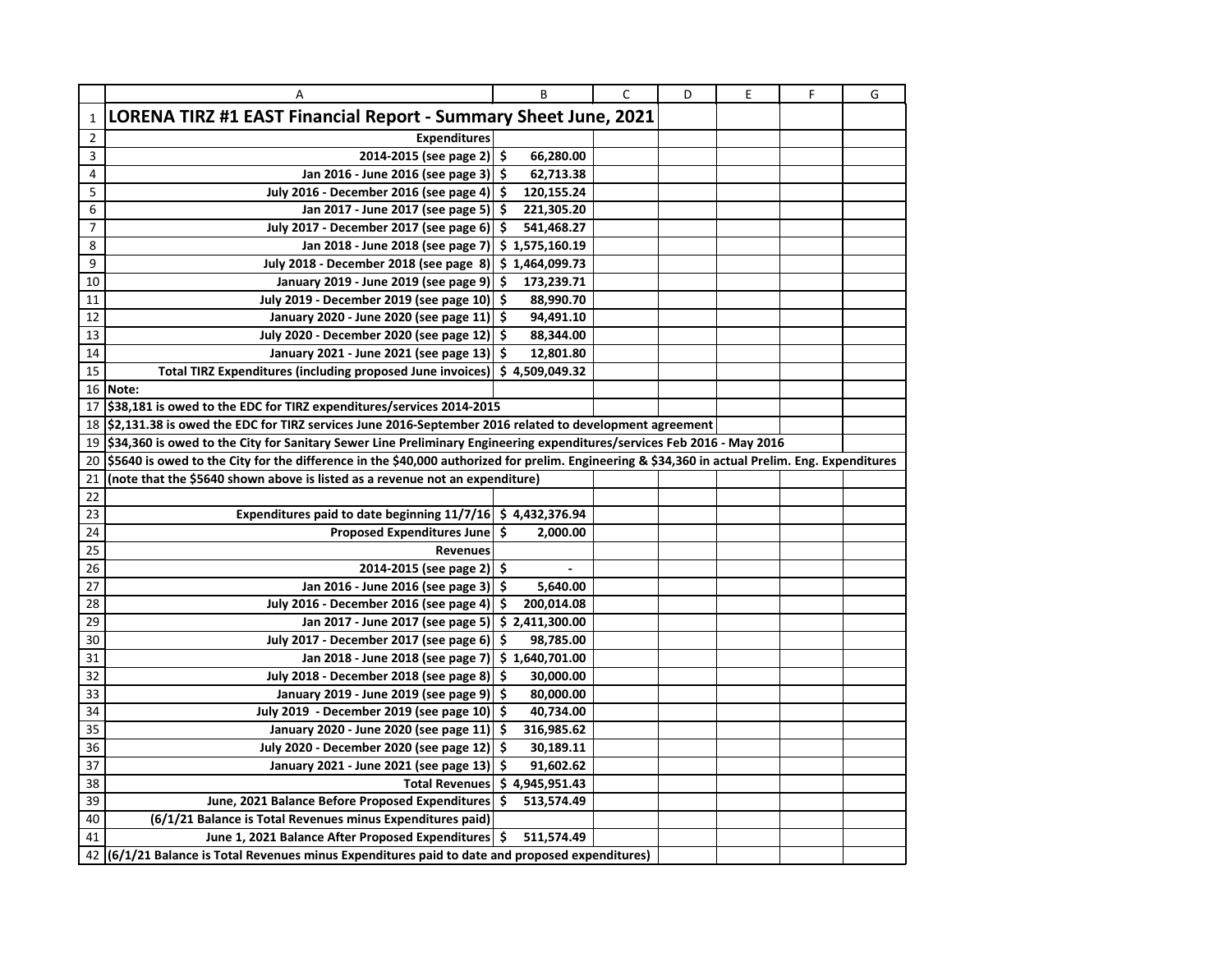# LORENA TIRZ #1 EAST Financial Report - Summary Sheet June, 2021

| | |
|---|---|
| **Expenditures** | |
| **2014-2015 (see page 2)** | **$ 66,280.00** |
| **Jan 2016 - June 2016 (see page 3)** | **$ 62,713.38** |
| **July 2016 - December 2016 (see page 4)** | **$ 120,155.24** |
| **Jan 2017 - June 2017 (see page 5)** | **$ 221,305.20** |
| **July 2017 - December 2017 (see page 6)** | **$ 541,468.27** |
| **Jan 2018 - June 2018 (see page 7)** | **$ 1,575,160.19** |
| **July 2018 - December 2018 (see page 8)** | **$ 1,464,099.73** |
| **January 2019 - June 2019 (see page 9)** | **$ 173,239.71** |
| **July 2019 - December 2019 (see page 10)** | **$ 88,990.70** |
| **January 2020 - June 2020 (see page 11)** | **$ 94,491.10** |
| **July 2020 - December 2020 (see page 12)** | **$ 88,344.00** |
| **January 2021 - June 2021 (see page 13)** | **$ 12,801.80** |
| **Total TIRZ Expenditures (including proposed June invoices)** | **$ 4,509,049.32** |

**Note:**

**$38,181 is owed to the EDC for TIRZ expenditures/services 2014-2015**

**$2,131.38 is owed the EDC for TIRZ services June 2016-September 2016 related to development agreement**

**$34,360 is owed to the City for Sanitary Sewer Line Preliminary Engineering expenditures/services Feb 2016 - May 2016**

**$5640 is owed to the City for the difference in the $40,000 authorized for prelim. Engineering & $34,360 in actual Prelim. Eng. Expenditures**

**(note that the $5640 shown above is listed as a revenue not an expenditure)**

| | |
|---|---|
| **Expenditures paid to date beginning 11/7/16** | **$ 4,432,376.94** |
| **Proposed Expenditures June** | **$ 2,000.00** |
| **Revenues** | |
| **2014-2015 (see page 2)** | **$ -** |
| **Jan 2016 - June 2016 (see page 3)** | **$ 5,640.00** |
| **July 2016 - December 2016 (see page 4)** | **$ 200,014.08** |
| **Jan 2017 - June 2017 (see page 5)** | **$ 2,411,300.00** |
| **July 2017 - December 2017 (see page 6)** | **$ 98,785.00** |
| **Jan 2018 - June 2018 (see page 7)** | **$ 1,640,701.00** |
| **July 2018 - December 2018 (see page 8)** | **$ 30,000.00** |
| **January 2019 - June 2019 (see page 9)** | **$ 80,000.00** |
| **July 2019 - December 2019 (see page 10)** | **$ 40,734.00** |
| **January 2020 - June 2020 (see page 11)** | **$ 316,985.62** |
| **July 2020 - December 2020 (see page 12)** | **$ 30,189.11** |
| **January 2021 - June 2021 (see page 13)** | **$ 91,602.62** |
| **Total Revenues** | **$ 4,945,951.43** |
| **June, 2021 Balance Before Proposed Expenditures** | **$ 513,574.49** |
| **(6/1/21 Balance is Total Revenues minus Expenditures paid)** | |
| **June 1, 2021 Balance After Proposed Expenditures** | **$ 511,574.49** |

**(6/1/21 Balance is Total Revenues minus Expenditures paid to date and proposed expenditures)**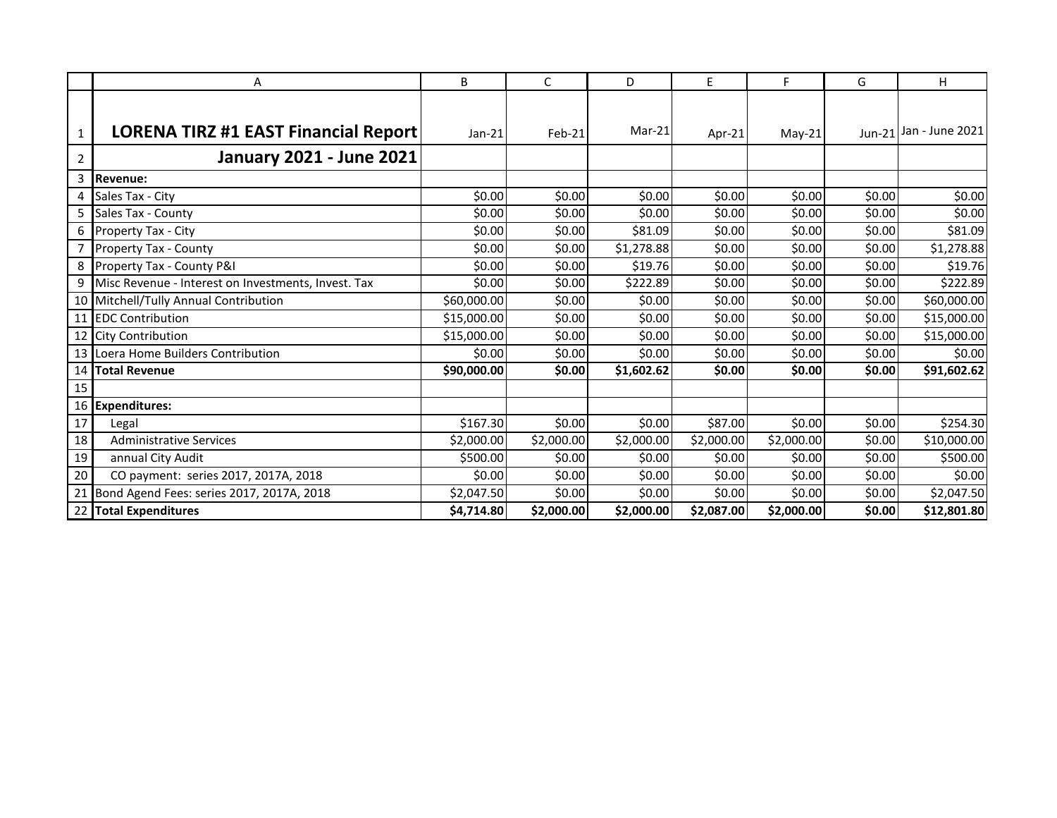| | | | | | | | |
|---|---|---|---|---|---|---|---|
| **LORENA TIRZ #1 EAST Financial Report** | Jan-21 | Feb-21 | Mar-21 | Apr-21 | May-21 | Jun-21 | Jan - June 2021 |
| **January 2021 - June 2021** | | | | | | | |
| **Revenue:** | | | | | | | |
| Sales Tax - City | $0.00 | $0.00 | $0.00 | $0.00 | $0.00 | $0.00 | $0.00 |
| Sales Tax - County | $0.00 | $0.00 | $0.00 | $0.00 | $0.00 | $0.00 | $0.00 |
| Property Tax - City | $0.00 | $0.00 | $81.09 | $0.00 | $0.00 | $0.00 | $81.09 |
| Property Tax - County | $0.00 | $0.00 | $1,278.88 | $0.00 | $0.00 | $0.00 | $1,278.88 |
| Property Tax - County P&I | $0.00 | $0.00 | $19.76 | $0.00 | $0.00 | $0.00 | $19.76 |
| Misc Revenue - Interest on Investments, Invest. Tax | $0.00 | $0.00 | $222.89 | $0.00 | $0.00 | $0.00 | $222.89 |
| Mitchell/Tully Annual Contribution | $60,000.00 | $0.00 | $0.00 | $0.00 | $0.00 | $0.00 | $60,000.00 |
| EDC Contribution | $15,000.00 | $0.00 | $0.00 | $0.00 | $0.00 | $0.00 | $15,000.00 |
| City Contribution | $15,000.00 | $0.00 | $0.00 | $0.00 | $0.00 | $0.00 | $15,000.00 |
| Loera Home Builders Contribution | $0.00 | $0.00 | $0.00 | $0.00 | $0.00 | $0.00 | $0.00 |
| **Total Revenue** | **$90,000.00** | **$0.00** | **$1,602.62** | **$0.00** | **$0.00** | **$0.00** | **$91,602.62** |
| | | | | | | | |
| **Expenditures:** | | | | | | | |
| Legal | $167.30 | $0.00 | $0.00 | $87.00 | $0.00 | $0.00 | $254.30 |
| Administrative Services | $2,000.00 | $2,000.00 | $2,000.00 | $2,000.00 | $2,000.00 | $0.00 | $10,000.00 |
| annual City Audit | $500.00 | $0.00 | $0.00 | $0.00 | $0.00 | $0.00 | $500.00 |
| CO payment: series 2017, 2017A, 2018 | $0.00 | $0.00 | $0.00 | $0.00 | $0.00 | $0.00 | $0.00 |
| Bond Agend Fees: series 2017, 2017A, 2018 | $2,047.50 | $0.00 | $0.00 | $0.00 | $0.00 | $0.00 | $2,047.50 |
| **Total Expenditures** | **$4,714.80** | **$2,000.00** | **$2,000.00** | **$2,087.00** | **$2,000.00** | **$0.00** | **$12,801.80** |